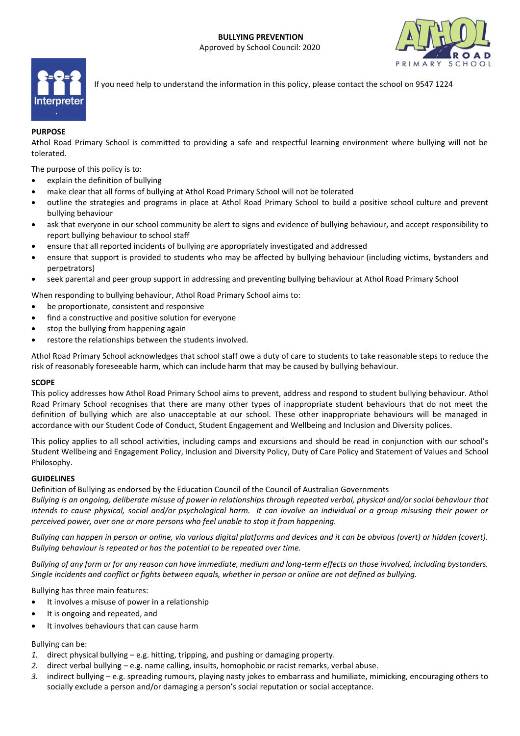# BULLYING PREVENTION

Approved by School Council: 2020

If you need help to understand the information in this policy, please contact the school on 9547 1224

## PURPOSE

Athol Road Primary School is committed to providing a safe and respectful learning environment where bullying will not be tolerated.

The purpose of this policy is to:

- explain the definition of bullying
- make clear that all forms of bullying at Athol Road Primary School will not be tolerated
- outline the strategies and programs in place at Athol Road Primary School to build a positive school culture and prevent bullying behaviour
- ask that everyone in our school community be alert to signs and evidence of bullying behaviour, and accept responsibility to report bullying behaviour to school staff
- ensure that all reported incidents of bullying are appropriately investigated and addressed
- ensure that support is provided to students who may be affected by bullying behaviour (including victims, bystanders and perpetrators)
- seek parental and peer group support in addressing and preventing bullying behaviour at Athol Road Primary School

When responding to bullying behaviour, Athol Road Primary School aims to:

- be proportionate, consistent and responsive
- find a constructive and positive solution for everyone
- stop the bullying from happening again
- restore the relationships between the students involved.

Athol Road Primary School acknowledges that school staff owe a duty of care to students to take reasonable steps to reduce the risk of reasonably foreseeable harm, which can include harm that may be caused by bullying behaviour.

## SCOPE

This policy addresses how Athol Road Primary School aims to prevent, address and respond to student bullying behaviour. Athol Road Primary School recognises that there are many other types of inappropriate student behaviours that do not meet the definition of bullying which are also unacceptable at our school. These other inappropriate behaviours will be managed in accordance with our Student Code of Conduct, Student Engagement and Wellbeing and Inclusion and Diversity polices.

This policy applies to all school activities, including camps and excursions and should be read in conjunction with our school's Student Wellbeing and Engagement Policy, Inclusion and Diversity Policy, Duty of Care Policy and Statement of Values and School Philosophy.

## GUIDELINES

Definition of Bullying as endorsed by the Education Council of the Council of Australian Governments

*Bullying is an ongoing, deliberate misuse of power in relationships through repeated verbal, physical and/or social behaviour that intends to cause physical, social and/or psychological harm. It can involve an individual or a group misusing their power or perceived power, over one or more persons who feel unable to stop it from happening.*

*Bullying can happen in person or online, via various digital platforms and devices and it can be obvious (overt) or hidden (covert). Bullying behaviour is repeated or has the potential to be repeated over time.*

*Bullying of any form or for any reason can have immediate, medium and long-term effects on those involved, including bystanders. Single incidents and conflict or fights between equals, whether in person or online are not defined as bullying.*

Bullying has three main features:

- It involves a misuse of power in a relationship
- It is ongoing and repeated, and
- It involves behaviours that can cause harm

Bullying can be:

1. direct physical bullying – e.g. hitting, tripping, and pushing or damaging property.
2. direct verbal bullying – e.g. name calling, insults, homophobic or racist remarks, verbal abuse.
3. indirect bullying – e.g. spreading rumours, playing nasty jokes to embarrass and humiliate, mimicking, encouraging others to socially exclude a person and/or damaging a person's social reputation or social acceptance.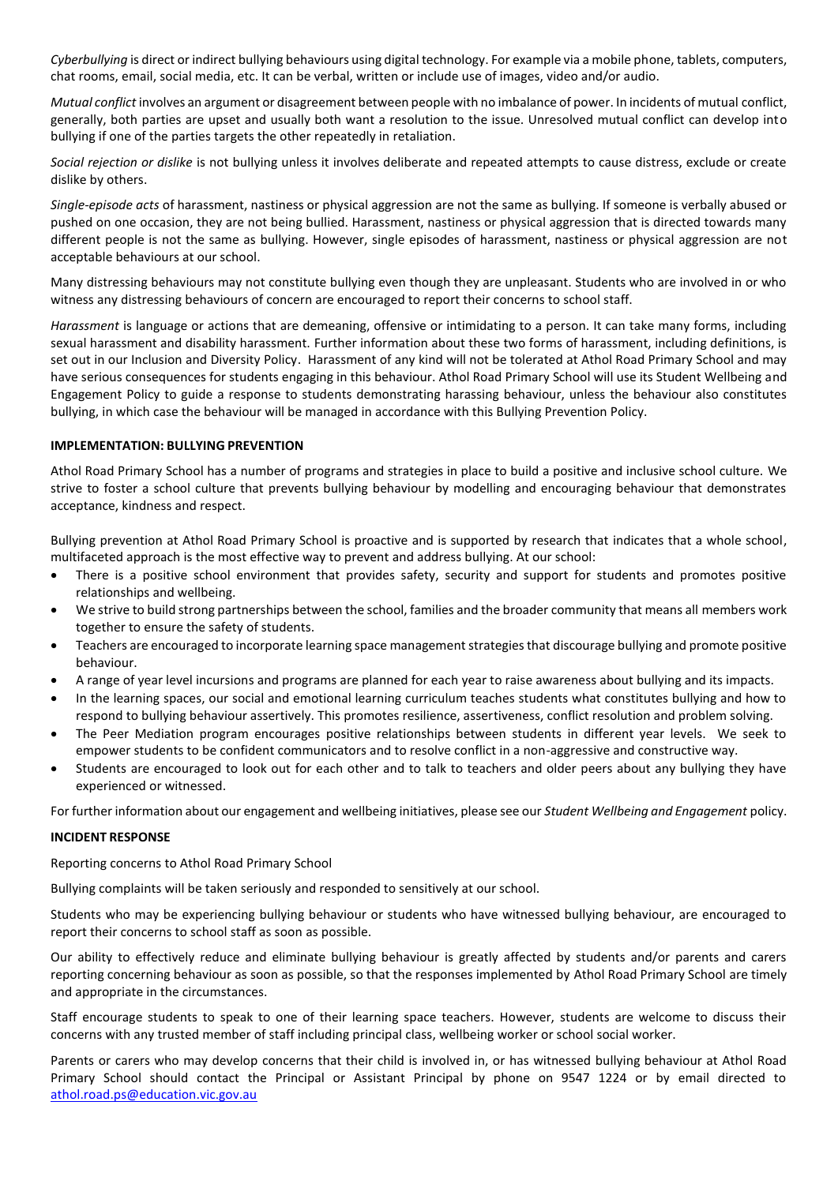*Cyberbullying* is direct or indirect bullying behaviours using digital technology. For example via a mobile phone, tablets, computers, chat rooms, email, social media, etc. It can be verbal, written or include use of images, video and/or audio.

*Mutual conflict* involves an argument or disagreement between people with no imbalance of power. In incidents of mutual conflict, generally, both parties are upset and usually both want a resolution to the issue. Unresolved mutual conflict can develop into bullying if one of the parties targets the other repeatedly in retaliation.

*Social rejection or dislike* is not bullying unless it involves deliberate and repeated attempts to cause distress, exclude or create dislike by others.

*Single-episode acts* of harassment, nastiness or physical aggression are not the same as bullying. If someone is verbally abused or pushed on one occasion, they are not being bullied. Harassment, nastiness or physical aggression that is directed towards many different people is not the same as bullying. However, single episodes of harassment, nastiness or physical aggression are not acceptable behaviours at our school.

Many distressing behaviours may not constitute bullying even though they are unpleasant. Students who are involved in or who witness any distressing behaviours of concern are encouraged to report their concerns to school staff.

*Harassment* is language or actions that are demeaning, offensive or intimidating to a person. It can take many forms, including sexual harassment and disability harassment. Further information about these two forms of harassment, including definitions, is set out in our Inclusion and Diversity Policy. Harassment of any kind will not be tolerated at Athol Road Primary School and may have serious consequences for students engaging in this behaviour. Athol Road Primary School will use its Student Wellbeing and Engagement Policy to guide a response to students demonstrating harassing behaviour, unless the behaviour also constitutes bullying, in which case the behaviour will be managed in accordance with this Bullying Prevention Policy.

**IMPLEMENTATION: BULLYING PREVENTION**

Athol Road Primary School has a number of programs and strategies in place to build a positive and inclusive school culture. We strive to foster a school culture that prevents bullying behaviour by modelling and encouraging behaviour that demonstrates acceptance, kindness and respect.

Bullying prevention at Athol Road Primary School is proactive and is supported by research that indicates that a whole school, multifaceted approach is the most effective way to prevent and address bullying. At our school:

- There is a positive school environment that provides safety, security and support for students and promotes positive relationships and wellbeing.
- We strive to build strong partnerships between the school, families and the broader community that means all members work together to ensure the safety of students.
- Teachers are encouraged to incorporate learning space management strategies that discourage bullying and promote positive behaviour.
- A range of year level incursions and programs are planned for each year to raise awareness about bullying and its impacts.
- In the learning spaces, our social and emotional learning curriculum teaches students what constitutes bullying and how to respond to bullying behaviour assertively. This promotes resilience, assertiveness, conflict resolution and problem solving.
- The Peer Mediation program encourages positive relationships between students in different year levels. We seek to empower students to be confident communicators and to resolve conflict in a non-aggressive and constructive way.
- Students are encouraged to look out for each other and to talk to teachers and older peers about any bullying they have experienced or witnessed.

For further information about our engagement and wellbeing initiatives, please see our *Student Wellbeing and Engagement* policy.

**INCIDENT RESPONSE**

Reporting concerns to Athol Road Primary School

Bullying complaints will be taken seriously and responded to sensitively at our school.

Students who may be experiencing bullying behaviour or students who have witnessed bullying behaviour, are encouraged to report their concerns to school staff as soon as possible.

Our ability to effectively reduce and eliminate bullying behaviour is greatly affected by students and/or parents and carers reporting concerning behaviour as soon as possible, so that the responses implemented by Athol Road Primary School are timely and appropriate in the circumstances.

Staff encourage students to speak to one of their learning space teachers. However, students are welcome to discuss their concerns with any trusted member of staff including principal class, wellbeing worker or school social worker.

Parents or carers who may develop concerns that their child is involved in, or has witnessed bullying behaviour at Athol Road Primary School should contact the Principal or Assistant Principal by phone on 9547 1224 or by email directed to athol.road.ps@education.vic.gov.au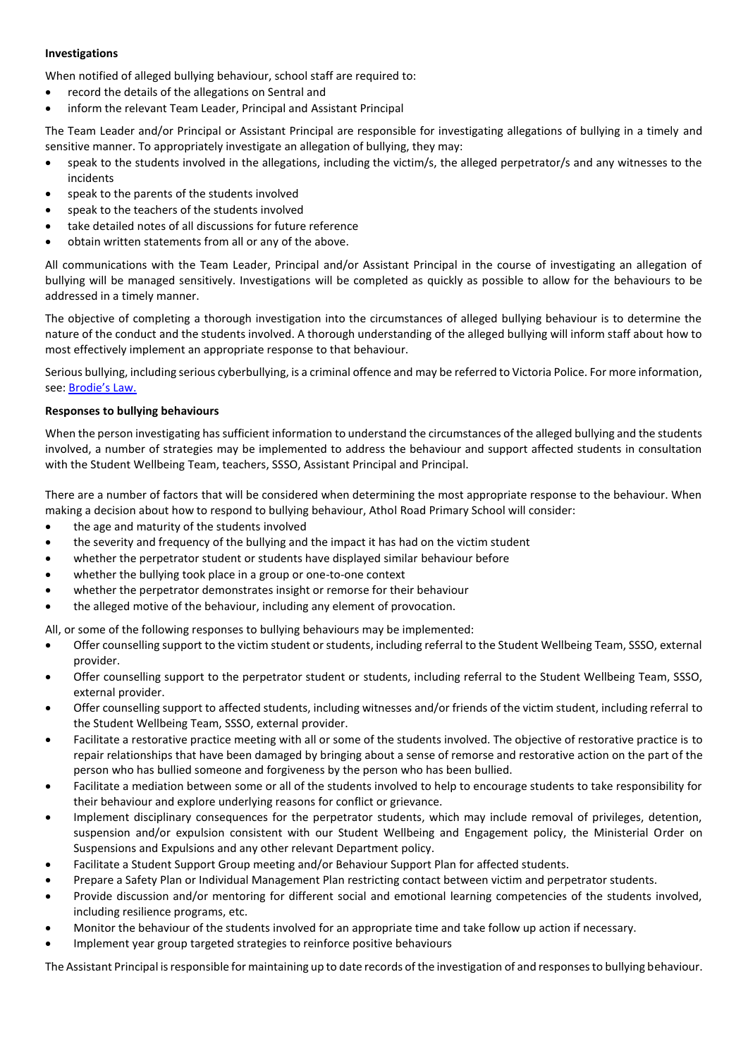**Investigations**

When notified of alleged bullying behaviour, school staff are required to:

- record the details of the allegations on Sentral and
- inform the relevant Team Leader, Principal and Assistant Principal

The Team Leader and/or Principal or Assistant Principal are responsible for investigating allegations of bullying in a timely and sensitive manner. To appropriately investigate an allegation of bullying, they may:

- speak to the students involved in the allegations, including the victim/s, the alleged perpetrator/s and any witnesses to the incidents
- speak to the parents of the students involved
- speak to the teachers of the students involved
- take detailed notes of all discussions for future reference
- obtain written statements from all or any of the above.

All communications with the Team Leader, Principal and/or Assistant Principal in the course of investigating an allegation of bullying will be managed sensitively. Investigations will be completed as quickly as possible to allow for the behaviours to be addressed in a timely manner.

The objective of completing a thorough investigation into the circumstances of alleged bullying behaviour is to determine the nature of the conduct and the students involved. A thorough understanding of the alleged bullying will inform staff about how to most effectively implement an appropriate response to that behaviour.

Serious bullying, including serious cyberbullying, is a criminal offence and may be referred to Victoria Police. For more information, see: Brodie's Law.

**Responses to bullying behaviours**

When the person investigating has sufficient information to understand the circumstances of the alleged bullying and the students involved, a number of strategies may be implemented to address the behaviour and support affected students in consultation with the Student Wellbeing Team, teachers, SSSO, Assistant Principal and Principal.

There are a number of factors that will be considered when determining the most appropriate response to the behaviour. When making a decision about how to respond to bullying behaviour, Athol Road Primary School will consider:

- the age and maturity of the students involved
- the severity and frequency of the bullying and the impact it has had on the victim student
- whether the perpetrator student or students have displayed similar behaviour before
- whether the bullying took place in a group or one-to-one context
- whether the perpetrator demonstrates insight or remorse for their behaviour
- the alleged motive of the behaviour, including any element of provocation.

All, or some of the following responses to bullying behaviours may be implemented:

- Offer counselling support to the victim student or students, including referral to the Student Wellbeing Team, SSSO, external provider.
- Offer counselling support to the perpetrator student or students, including referral to the Student Wellbeing Team, SSSO, external provider.
- Offer counselling support to affected students, including witnesses and/or friends of the victim student, including referral to the Student Wellbeing Team, SSSO, external provider.
- Facilitate a restorative practice meeting with all or some of the students involved. The objective of restorative practice is to repair relationships that have been damaged by bringing about a sense of remorse and restorative action on the part of the person who has bullied someone and forgiveness by the person who has been bullied.
- Facilitate a mediation between some or all of the students involved to help to encourage students to take responsibility for their behaviour and explore underlying reasons for conflict or grievance.
- Implement disciplinary consequences for the perpetrator students, which may include removal of privileges, detention, suspension and/or expulsion consistent with our Student Wellbeing and Engagement policy, the Ministerial Order on Suspensions and Expulsions and any other relevant Department policy.
- Facilitate a Student Support Group meeting and/or Behaviour Support Plan for affected students.
- Prepare a Safety Plan or Individual Management Plan restricting contact between victim and perpetrator students.
- Provide discussion and/or mentoring for different social and emotional learning competencies of the students involved, including resilience programs, etc.
- Monitor the behaviour of the students involved for an appropriate time and take follow up action if necessary.
- Implement year group targeted strategies to reinforce positive behaviours

The Assistant Principal is responsible for maintaining up to date records of the investigation of and responses to bullying behaviour.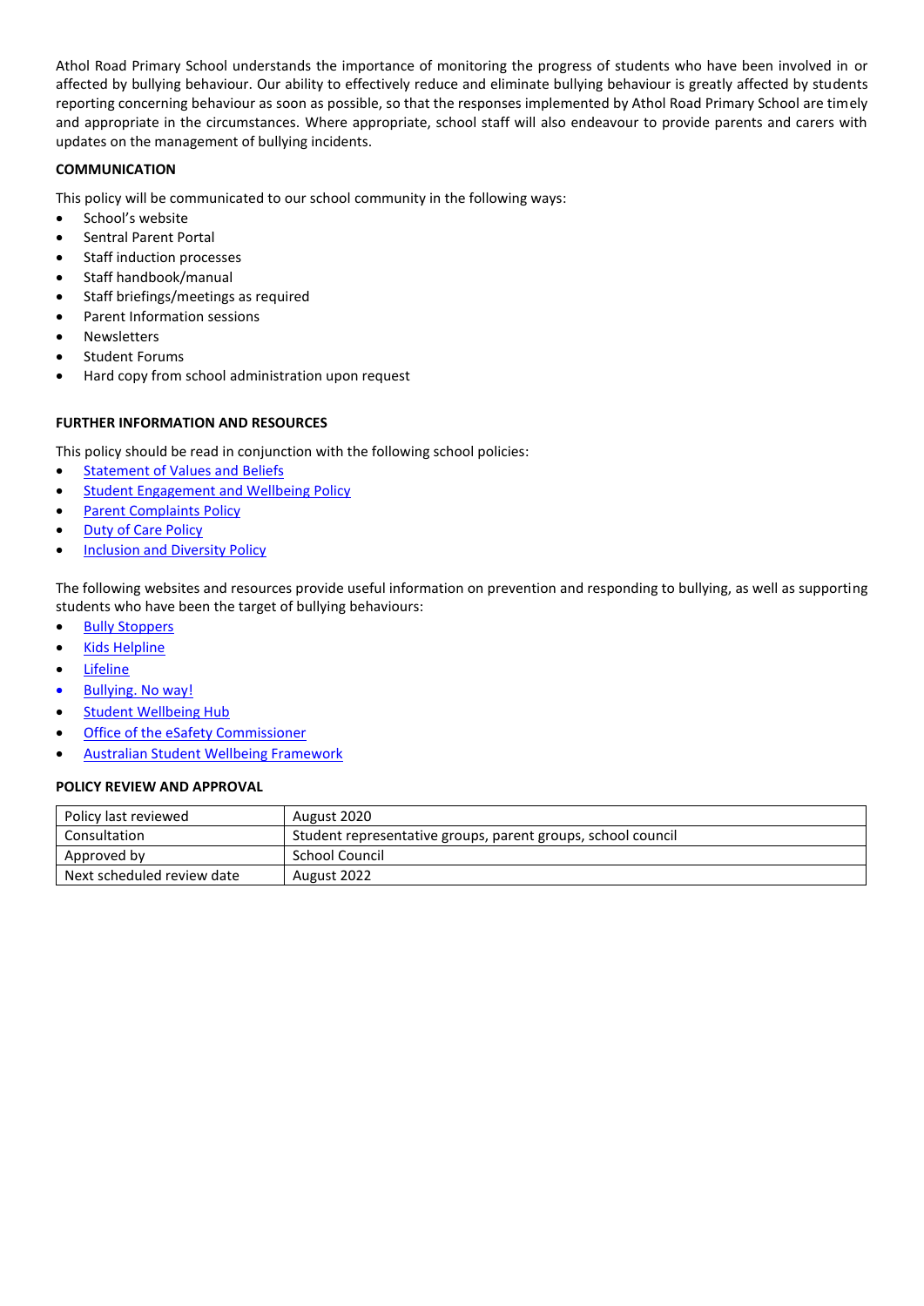Athol Road Primary School understands the importance of monitoring the progress of students who have been involved in or affected by bullying behaviour. Our ability to effectively reduce and eliminate bullying behaviour is greatly affected by students reporting concerning behaviour as soon as possible, so that the responses implemented by Athol Road Primary School are timely and appropriate in the circumstances. Where appropriate, school staff will also endeavour to provide parents and carers with updates on the management of bullying incidents.

**COMMUNICATION**

This policy will be communicated to our school community in the following ways:

- School's website
- Sentral Parent Portal
- Staff induction processes
- Staff handbook/manual
- Staff briefings/meetings as required
- Parent Information sessions
- Newsletters
- Student Forums
- Hard copy from school administration upon request

**FURTHER INFORMATION AND RESOURCES**

This policy should be read in conjunction with the following school policies:

- Statement of Values and Beliefs
- Student Engagement and Wellbeing Policy
- Parent Complaints Policy
- Duty of Care Policy
- Inclusion and Diversity Policy

The following websites and resources provide useful information on prevention and responding to bullying, as well as supporting students who have been the target of bullying behaviours:

- Bully Stoppers
- Kids Helpline
- Lifeline
- Bullying. No way!
- Student Wellbeing Hub
- Office of the eSafety Commissioner
- Australian Student Wellbeing Framework

**POLICY REVIEW AND APPROVAL**

| | |
|---|---|
| Policy last reviewed | August 2020 |
| Consultation | Student representative groups, parent groups, school council |
| Approved by | School Council |
| Next scheduled review date | August 2022 |